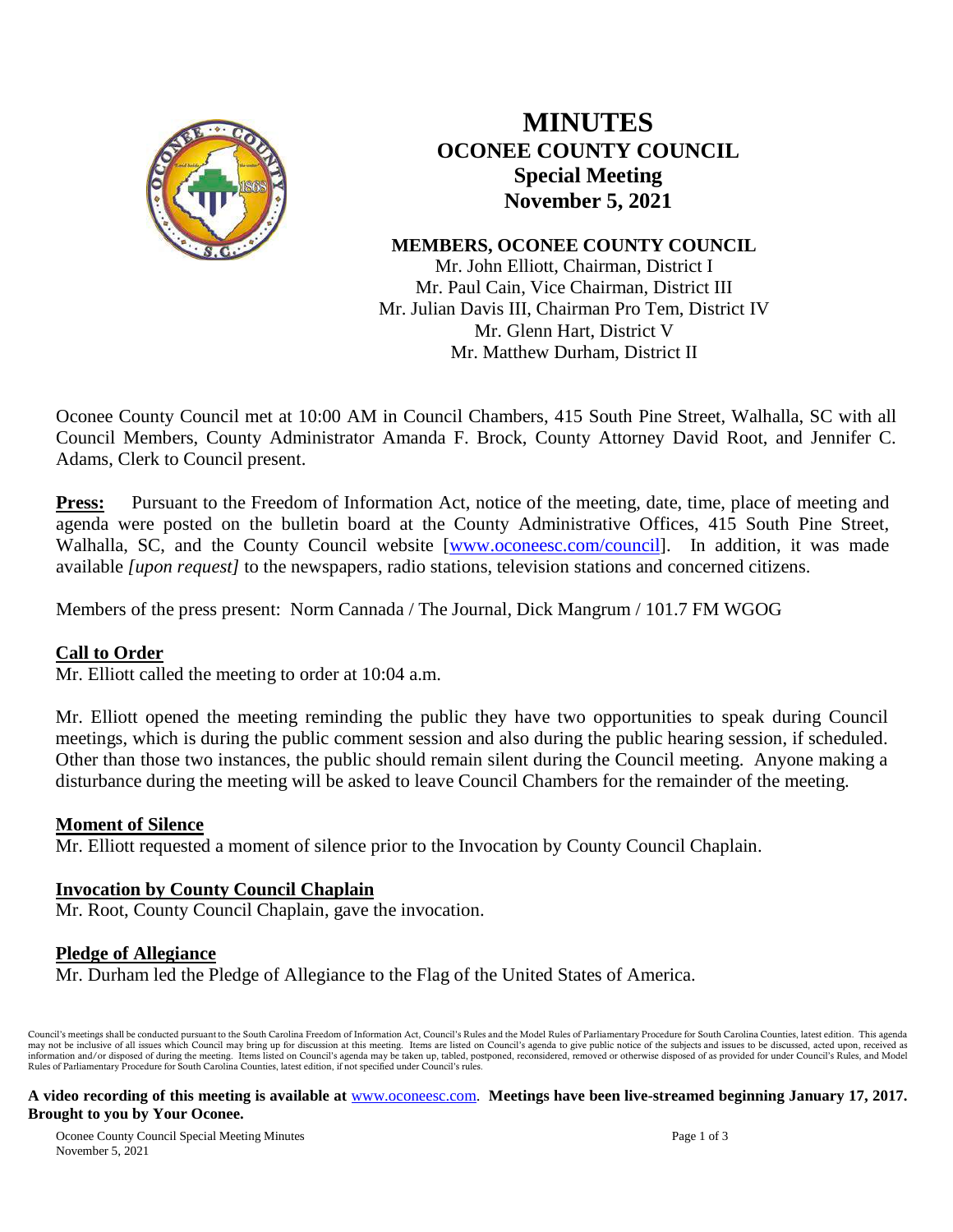# MINUTES
## OCONEE COUNTY COUNCIL
### Special Meeting
### November 5, 2021

**MEMBERS, OCONEE COUNTY COUNCIL**

Mr. John Elliott, Chairman, District I
Mr. Paul Cain, Vice Chairman, District III
Mr. Julian Davis III, Chairman Pro Tem, District IV
Mr. Glenn Hart, District V
Mr. Matthew Durham, District II

Oconee County Council met at 10:00 AM in Council Chambers, 415 South Pine Street, Walhalla, SC with all Council Members, County Administrator Amanda F. Brock, County Attorney David Root, and Jennifer C. Adams, Clerk to Council present.

**Press:** Pursuant to the Freedom of Information Act, notice of the meeting, date, time, place of meeting and agenda were posted on the bulletin board at the County Administrative Offices, 415 South Pine Street, Walhalla, SC, and the County Council website [www.oconeesc.com/council]. In addition, it was made available *[upon request]* to the newspapers, radio stations, television stations and concerned citizens.

Members of the press present: Norm Cannada / The Journal, Dick Mangrum / 101.7 FM WGOG

**Call to Order**

Mr. Elliott called the meeting to order at 10:04 a.m.

Mr. Elliott opened the meeting reminding the public they have two opportunities to speak during Council meetings, which is during the public comment session and also during the public hearing session, if scheduled. Other than those two instances, the public should remain silent during the Council meeting. Anyone making a disturbance during the meeting will be asked to leave Council Chambers for the remainder of the meeting.

**Moment of Silence**

Mr. Elliott requested a moment of silence prior to the Invocation by County Council Chaplain.

**Invocation by County Council Chaplain**

Mr. Root, County Council Chaplain, gave the invocation.

**Pledge of Allegiance**

Mr. Durham led the Pledge of Allegiance to the Flag of the United States of America.

Council's meetings shall be conducted pursuant to the South Carolina Freedom of Information Act, Council's Rules and the Model Rules of Parliamentary Procedure for South Carolina Counties, latest edition. This agenda may not be inclusive of all issues which Council may bring up for discussion at this meeting. Items are listed on Council's agenda to give public notice of the subjects and issues to be discussed, acted upon, received as information and/or disposed of during the meeting. Items listed on Council's agenda may be taken up, tabled, postponed, reconsidered, removed or otherwise disposed of as provided for under Council's Rules, and Model Rules of Parliamentary Procedure for South Carolina Counties, latest edition, if not specified under Council's rules.

**A video recording of this meeting is available at** www.oconeesc.com. **Meetings have been live-streamed beginning January 17, 2017. Brought to you by Your Oconee.**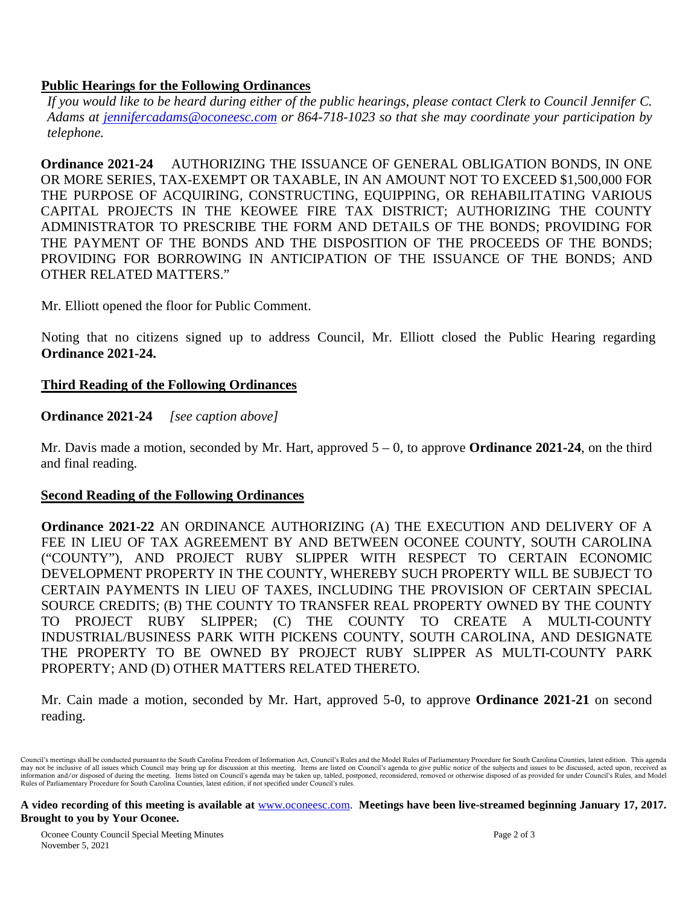## Public Hearings for the Following Ordinances

*If you would like to be heard during either of the public hearings, please contact Clerk to Council Jennifer C. Adams at jennifercadams@oconeesc.com or 864-718-1023 so that she may coordinate your participation by telephone.*

**Ordinance 2021-24** AUTHORIZING THE ISSUANCE OF GENERAL OBLIGATION BONDS, IN ONE OR MORE SERIES, TAX-EXEMPT OR TAXABLE, IN AN AMOUNT NOT TO EXCEED $1,500,000 FOR THE PURPOSE OF ACQUIRING, CONSTRUCTING, EQUIPPING, OR REHABILITATING VARIOUS CAPITAL PROJECTS IN THE KEOWEE FIRE TAX DISTRICT; AUTHORIZING THE COUNTY ADMINISTRATOR TO PRESCRIBE THE FORM AND DETAILS OF THE BONDS; PROVIDING FOR THE PAYMENT OF THE BONDS AND THE DISPOSITION OF THE PROCEEDS OF THE BONDS; PROVIDING FOR BORROWING IN ANTICIPATION OF THE ISSUANCE OF THE BONDS; AND OTHER RELATED MATTERS."

Mr. Elliott opened the floor for Public Comment.

Noting that no citizens signed up to address Council, Mr. Elliott closed the Public Hearing regarding **Ordinance 2021-24.**

## Third Reading of the Following Ordinances

**Ordinance 2021-24** *[see caption above]*

Mr. Davis made a motion, seconded by Mr. Hart, approved 5 – 0, to approve **Ordinance 2021-24**, on the third and final reading.

## Second Reading of the Following Ordinances

**Ordinance 2021-22** AN ORDINANCE AUTHORIZING (A) THE EXECUTION AND DELIVERY OF A FEE IN LIEU OF TAX AGREEMENT BY AND BETWEEN OCONEE COUNTY, SOUTH CAROLINA ("COUNTY"), AND PROJECT RUBY SLIPPER WITH RESPECT TO CERTAIN ECONOMIC DEVELOPMENT PROPERTY IN THE COUNTY, WHEREBY SUCH PROPERTY WILL BE SUBJECT TO CERTAIN PAYMENTS IN LIEU OF TAXES, INCLUDING THE PROVISION OF CERTAIN SPECIAL SOURCE CREDITS; (B) THE COUNTY TO TRANSFER REAL PROPERTY OWNED BY THE COUNTY TO PROJECT RUBY SLIPPER; (C) THE COUNTY TO CREATE A MULTI-COUNTY INDUSTRIAL/BUSINESS PARK WITH PICKENS COUNTY, SOUTH CAROLINA, AND DESIGNATE THE PROPERTY TO BE OWNED BY PROJECT RUBY SLIPPER AS MULTI-COUNTY PARK PROPERTY; AND (D) OTHER MATTERS RELATED THERETO.

Mr. Cain made a motion, seconded by Mr. Hart, approved 5-0, to approve **Ordinance 2021-21** on second reading.

Council's meetings shall be conducted pursuant to the South Carolina Freedom of Information Act, Council's Rules and the Model Rules of Parliamentary Procedure for South Carolina Counties, latest edition. This agenda may not be inclusive of all issues which Council may bring up for discussion at this meeting. Items are listed on Council's agenda to give public notice of the subjects and issues to be discussed, acted upon, received as information and/or disposed of during the meeting. Items listed on Council's agenda may be taken up, tabled, postponed, reconsidered, removed or otherwise disposed of as provided for under Council's Rules, and Model Rules of Parliamentary Procedure for South Carolina Counties, latest edition, if not specified under Council's rules.

**A video recording of this meeting is available at** www.oconeesc.com. **Meetings have been live-streamed beginning January 17, 2017. Brought to you by Your Oconee.**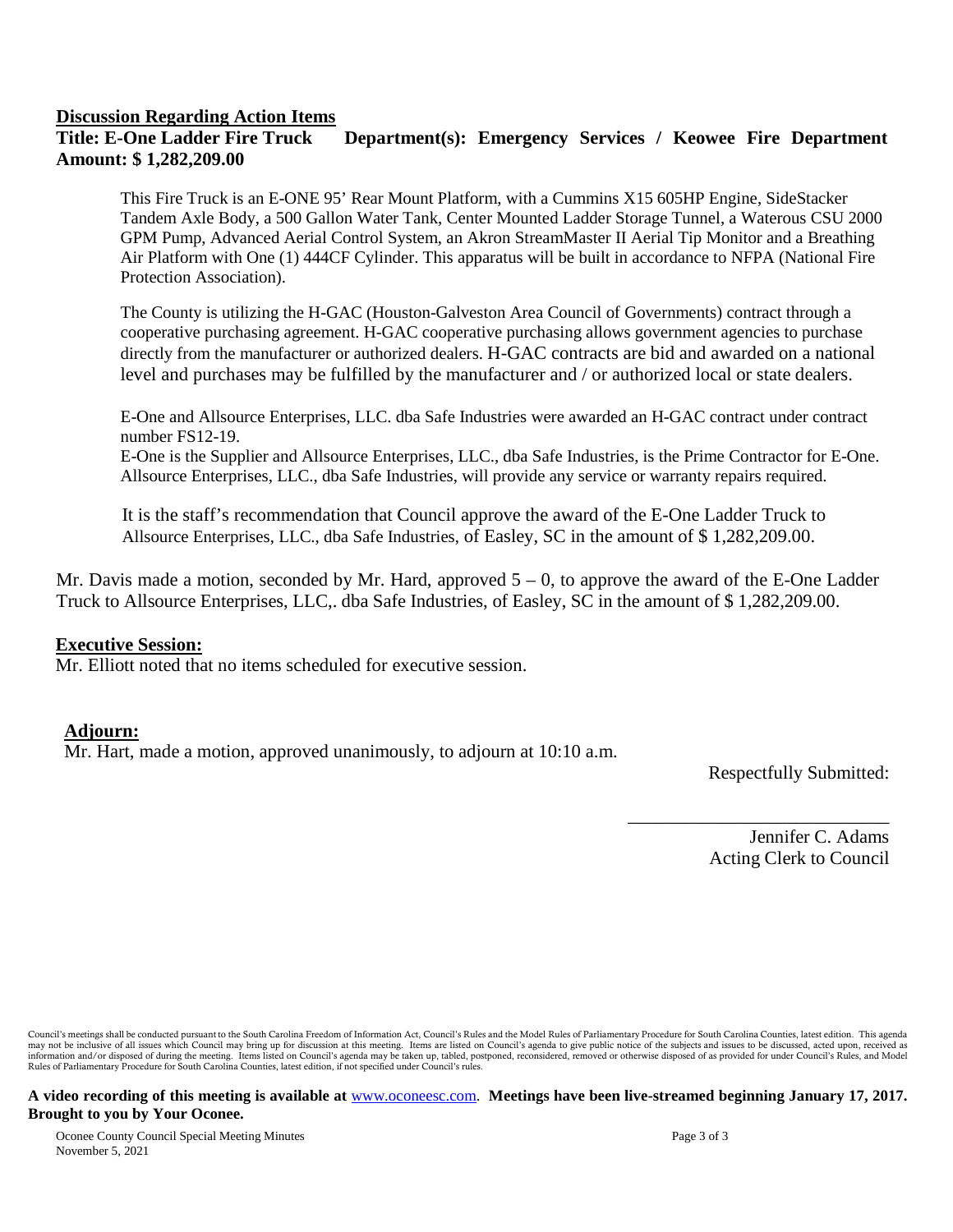**Discussion Regarding Action Items**

**Title: E-One Ladder Fire Truck Department(s): Emergency Services / Keowee Fire Department**
**Amount: $ 1,282,209.00**

This Fire Truck is an E-ONE 95' Rear Mount Platform, with a Cummins X15 605HP Engine, SideStacker Tandem Axle Body, a 500 Gallon Water Tank, Center Mounted Ladder Storage Tunnel, a Waterous CSU 2000 GPM Pump, Advanced Aerial Control System, an Akron StreamMaster II Aerial Tip Monitor and a Breathing Air Platform with One (1) 444CF Cylinder. This apparatus will be built in accordance to NFPA (National Fire Protection Association).

The County is utilizing the H-GAC (Houston-Galveston Area Council of Governments) contract through a cooperative purchasing agreement. H-GAC cooperative purchasing allows government agencies to purchase directly from the manufacturer or authorized dealers. H-GAC contracts are bid and awarded on a national level and purchases may be fulfilled by the manufacturer and / or authorized local or state dealers.

E-One and Allsource Enterprises, LLC. dba Safe Industries were awarded an H-GAC contract under contract number FS12-19.
E-One is the Supplier and Allsource Enterprises, LLC., dba Safe Industries, is the Prime Contractor for E-One. Allsource Enterprises, LLC., dba Safe Industries, will provide any service or warranty repairs required.

It is the staff's recommendation that Council approve the award of the E-One Ladder Truck to Allsource Enterprises, LLC., dba Safe Industries, of Easley, SC in the amount of $ 1,282,209.00.

Mr. Davis made a motion, seconded by Mr. Hard, approved 5 – 0, to approve the award of the E-One Ladder Truck to Allsource Enterprises, LLC,. dba Safe Industries, of Easley, SC in the amount of $ 1,282,209.00.

**Executive Session:**

Mr. Elliott noted that no items scheduled for executive session.

**Adjourn:**

Mr. Hart, made a motion, approved unanimously, to adjourn at 10:10 a.m.

Respectfully Submitted:

\_\_\_\_\_\_\_\_\_\_\_\_\_\_\_\_\_\_\_\_\_\_\_\_\_\_\_\_

Jennifer C. Adams
Acting Clerk to Council

Council's meetings shall be conducted pursuant to the South Carolina Freedom of Information Act, Council's Rules and the Model Rules of Parliamentary Procedure for South Carolina Counties, latest edition. This agenda may not be inclusive of all issues which Council may bring up for discussion at this meeting. Items are listed on Council's agenda to give public notice of the subjects and issues to be discussed, acted upon, received as information and/or disposed of during the meeting. Items listed on Council's agenda may be taken up, tabled, postponed, reconsidered, removed or otherwise disposed of as provided for under Council's Rules, and Model Rules of Parliamentary Procedure for South Carolina Counties, latest edition, if not specified under Council's rules.

**A video recording of this meeting is available at** www.oconeesc.com. **Meetings have been live-streamed beginning January 17, 2017. Brought to you by Your Oconee.**